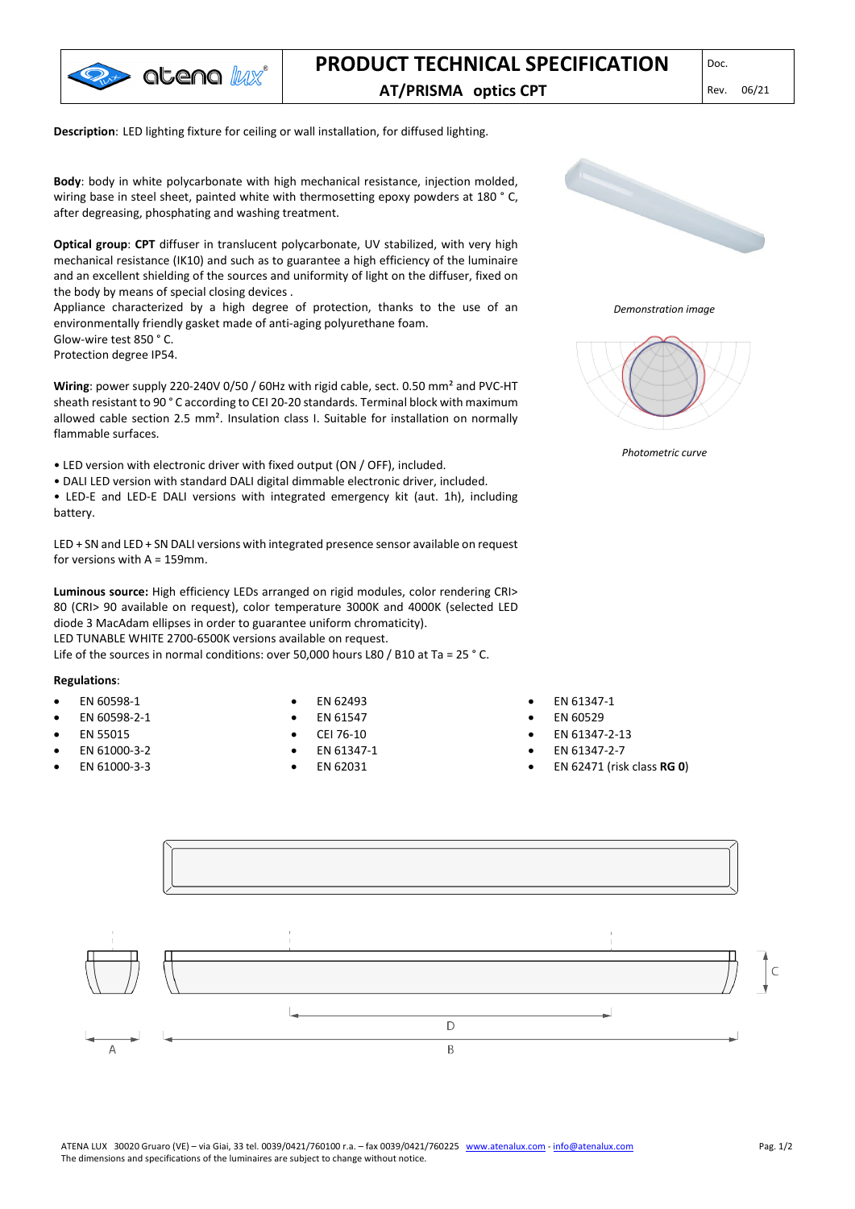# PRODUCT TECHNICAL SPECIFICATION

## AT/PRISMA optics CPT

Doc.

Rev. 06/21

**Description**: LED lighting fixture for ceiling or wall installation, for diffused lighting.

**Body**: body in white polycarbonate with high mechanical resistance, injection molded, wiring base in steel sheet, painted white with thermosetting epoxy powders at 180 ° C, after degreasing, phosphating and washing treatment.

**Optical group**: **CPT** diffuser in translucent polycarbonate, UV stabilized, with very high mechanical resistance (IK10) and such as to guarantee a high efficiency of the luminaire and an excellent shielding of the sources and uniformity of light on the diffuser, fixed on the body by means of special closing devices .
Appliance characterized by a high degree of protection, thanks to the use of an environmentally friendly gasket made of anti-aging polyurethane foam.
Glow-wire test 850 ° C.
Protection degree IP54.

*Demonstration image*

*Photometric curve*

**Wiring**: power supply 220-240V 0/50 / 60Hz with rigid cable, sect. 0.50 mm² and PVC-HT sheath resistant to 90 ° C according to CEI 20-20 standards. Terminal block with maximum allowed cable section 2.5 mm². Insulation class I. Suitable for installation on normally flammable surfaces.

- LED version with electronic driver with fixed output (ON / OFF), included.
- DALI LED version with standard DALI digital dimmable electronic driver, included.
- LED-E and LED-E DALI versions with integrated emergency kit (aut. 1h), including battery.

LED + SN and LED + SN DALI versions with integrated presence sensor available on request for versions with A = 159mm.

**Luminous source:** High efficiency LEDs arranged on rigid modules, color rendering CRI> 80 (CRI> 90 available on request), color temperature 3000K and 4000K (selected LED diode 3 MacAdam ellipses in order to guarantee uniform chromaticity).
LED TUNABLE WHITE 2700-6500K versions available on request.
Life of the sources in normal conditions: over 50,000 hours L80 / B10 at Ta = 25 ° C.

**Regulations**:

- EN 60598-1
- EN 60598-2-1
- EN 55015
- EN 61000-3-2
- EN 61000-3-3
- EN 62493
- EN 61547
- CEI 76-10
- EN 61347-1
- EN 62031
- EN 61347-1
- EN 60529
- EN 61347-2-13
- EN 61347-2-7
- EN 62471 (risk class **RG 0**)

A B C D

ATENA LUX 30020 Gruaro (VE) – via Giai, 33 tel. 0039/0421/760100 r.a. – fax 0039/0421/760225 www.atenalux.com - info@atenalux.com
The dimensions and specifications of the luminaires are subject to change without notice.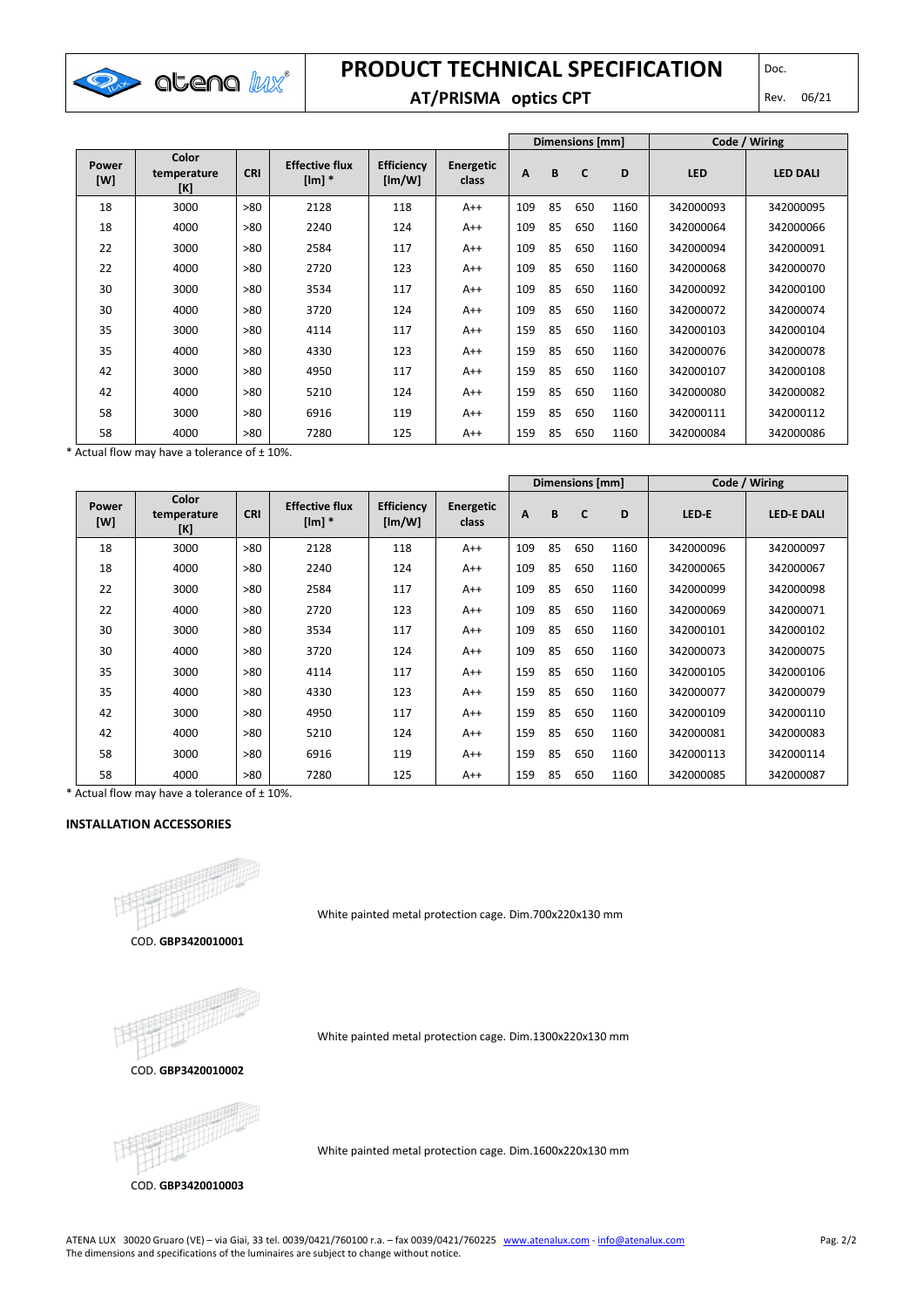| Power [W] | Color temperature [K] | CRI | Effective flux [lm] * | Efficiency [lm/W] | Energetic class | Dimensions [mm] | | | | Code / Wiring | |
|---|---|---|---|---|---|---|---|---|---|---|---|
| | | | | | | A | B | C | D | LED | LED DALI |
| 18 | 3000 | >80 | 2128 | 118 | A++ | 109 | 85 | 650 | 1160 | 342000093 | 342000095 |
| 18 | 4000 | >80 | 2240 | 124 | A++ | 109 | 85 | 650 | 1160 | 342000064 | 342000066 |
| 22 | 3000 | >80 | 2584 | 117 | A++ | 109 | 85 | 650 | 1160 | 342000094 | 342000091 |
| 22 | 4000 | >80 | 2720 | 123 | A++ | 109 | 85 | 650 | 1160 | 342000068 | 342000070 |
| 30 | 3000 | >80 | 3534 | 117 | A++ | 109 | 85 | 650 | 1160 | 342000092 | 342000100 |
| 30 | 4000 | >80 | 3720 | 124 | A++ | 109 | 85 | 650 | 1160 | 342000072 | 342000074 |
| 35 | 3000 | >80 | 4114 | 117 | A++ | 159 | 85 | 650 | 1160 | 342000103 | 342000104 |
| 35 | 4000 | >80 | 4330 | 123 | A++ | 159 | 85 | 650 | 1160 | 342000076 | 342000078 |
| 42 | 3000 | >80 | 4950 | 117 | A++ | 159 | 85 | 650 | 1160 | 342000107 | 342000108 |
| 42 | 4000 | >80 | 5210 | 124 | A++ | 159 | 85 | 650 | 1160 | 342000080 | 342000082 |
| 58 | 3000 | >80 | 6916 | 119 | A++ | 159 | 85 | 650 | 1160 | 342000111 | 342000112 |
| 58 | 4000 | >80 | 7280 | 125 | A++ | 159 | 85 | 650 | 1160 | 342000084 | 342000086 |

* Actual flow may have a tolerance of ± 10%.

| Power [W] | Color temperature [K] | CRI | Effective flux [lm] * | Efficiency [lm/W] | Energetic class | Dimensions [mm] | | | | Code / Wiring | |
|---|---|---|---|---|---|---|---|---|---|---|---|
| | | | | | | A | B | C | D | LED-E | LED-E DALI |
| 18 | 3000 | >80 | 2128 | 118 | A++ | 109 | 85 | 650 | 1160 | 342000096 | 342000097 |
| 18 | 4000 | >80 | 2240 | 124 | A++ | 109 | 85 | 650 | 1160 | 342000065 | 342000067 |
| 22 | 3000 | >80 | 2584 | 117 | A++ | 109 | 85 | 650 | 1160 | 342000099 | 342000098 |
| 22 | 4000 | >80 | 2720 | 123 | A++ | 109 | 85 | 650 | 1160 | 342000069 | 342000071 |
| 30 | 3000 | >80 | 3534 | 117 | A++ | 109 | 85 | 650 | 1160 | 342000101 | 342000102 |
| 30 | 4000 | >80 | 3720 | 124 | A++ | 109 | 85 | 650 | 1160 | 342000073 | 342000075 |
| 35 | 3000 | >80 | 4114 | 117 | A++ | 159 | 85 | 650 | 1160 | 342000105 | 342000106 |
| 35 | 4000 | >80 | 4330 | 123 | A++ | 159 | 85 | 650 | 1160 | 342000077 | 342000079 |
| 42 | 3000 | >80 | 4950 | 117 | A++ | 159 | 85 | 650 | 1160 | 342000109 | 342000110 |
| 42 | 4000 | >80 | 5210 | 124 | A++ | 159 | 85 | 650 | 1160 | 342000081 | 342000083 |
| 58 | 3000 | >80 | 6916 | 119 | A++ | 159 | 85 | 650 | 1160 | 342000113 | 342000114 |
| 58 | 4000 | >80 | 7280 | 125 | A++ | 159 | 85 | 650 | 1160 | 342000085 | 342000087 |

* Actual flow may have a tolerance of ± 10%.

**INSTALLATION ACCESSORIES**

COD. **GBP3420010001**

White painted metal protection cage. Dim.700x220x130 mm

COD. **GBP3420010002**

White painted metal protection cage. Dim.1300x220x130 mm

COD. **GBP3420010003**

White painted metal protection cage. Dim.1600x220x130 mm

ATENA LUX 30020 Gruaro (VE) – via Giai, 33 tel. 0039/0421/760100 r.a. – fax 0039/0421/760225 www.atenalux.com - info@atenalux.com
The dimensions and specifications of the luminaires are subject to change without notice.